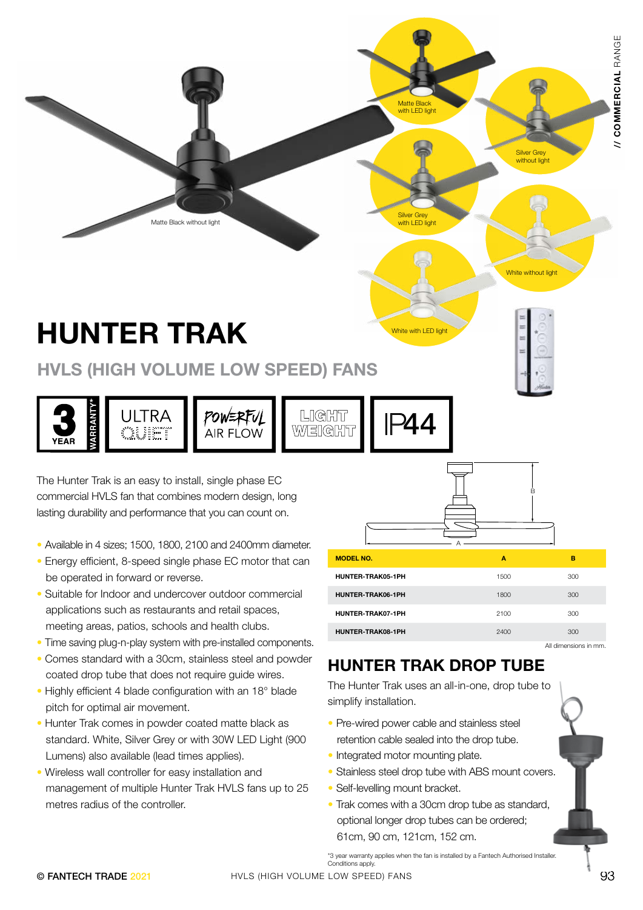Matte Black without light

Matte Black with LED light

Silver Grey without light

Silver Grey with LED light

White without light

White with LED light

# HUNTER TRAK

## HVLS (HIGH VOLUME LOW SPEED) FANS

3 YEAR WARRANTY* | ULTRA QUIET | POWERFUL AIR FLOW | LIGHT WEIGHT | IP44

The Hunter Trak is an easy to install, single phase EC commercial HVLS fan that combines modern design, long lasting durability and performance that you can count on.

- Available in 4 sizes; 1500, 1800, 2100 and 2400mm diameter.
- Energy efficient, 8-speed single phase EC motor that can be operated in forward or reverse.
- Suitable for Indoor and undercover outdoor commercial applications such as restaurants and retail spaces, meeting areas, patios, schools and health clubs.
- Time saving plug-n-play system with pre-installed components.
- Comes standard with a 30cm, stainless steel and powder coated drop tube that does not require guide wires.
- Highly efficient 4 blade configuration with an 18° blade pitch for optimal air movement.
- Hunter Trak comes in powder coated matte black as standard. White, Silver Grey or with 30W LED Light (900 Lumens) also available (lead times applies).
- Wireless wall controller for easy installation and management of multiple Hunter Trak HVLS fans up to 25 metres radius of the controller.

| MODEL NO. | A | B |
|---|---|---|
| HUNTER-TRAK05-1PH | 1500 | 300 |
| HUNTER-TRAK06-1PH | 1800 | 300 |
| HUNTER-TRAK07-1PH | 2100 | 300 |
| HUNTER-TRAK08-1PH | 2400 | 300 |

All dimensions in mm.

## HUNTER TRAK DROP TUBE

The Hunter Trak uses an all-in-one, drop tube to simplify installation.

- Pre-wired power cable and stainless steel retention cable sealed into the drop tube.
- Integrated motor mounting plate.
- Stainless steel drop tube with ABS mount covers.
- Self-levelling mount bracket.
- Trak comes with a 30cm drop tube as standard, optional longer drop tubes can be ordered; 61cm, 90 cm, 121cm, 152 cm.

*3 year warranty applies when the fan is installed by a Fantech Authorised Installer. Conditions apply.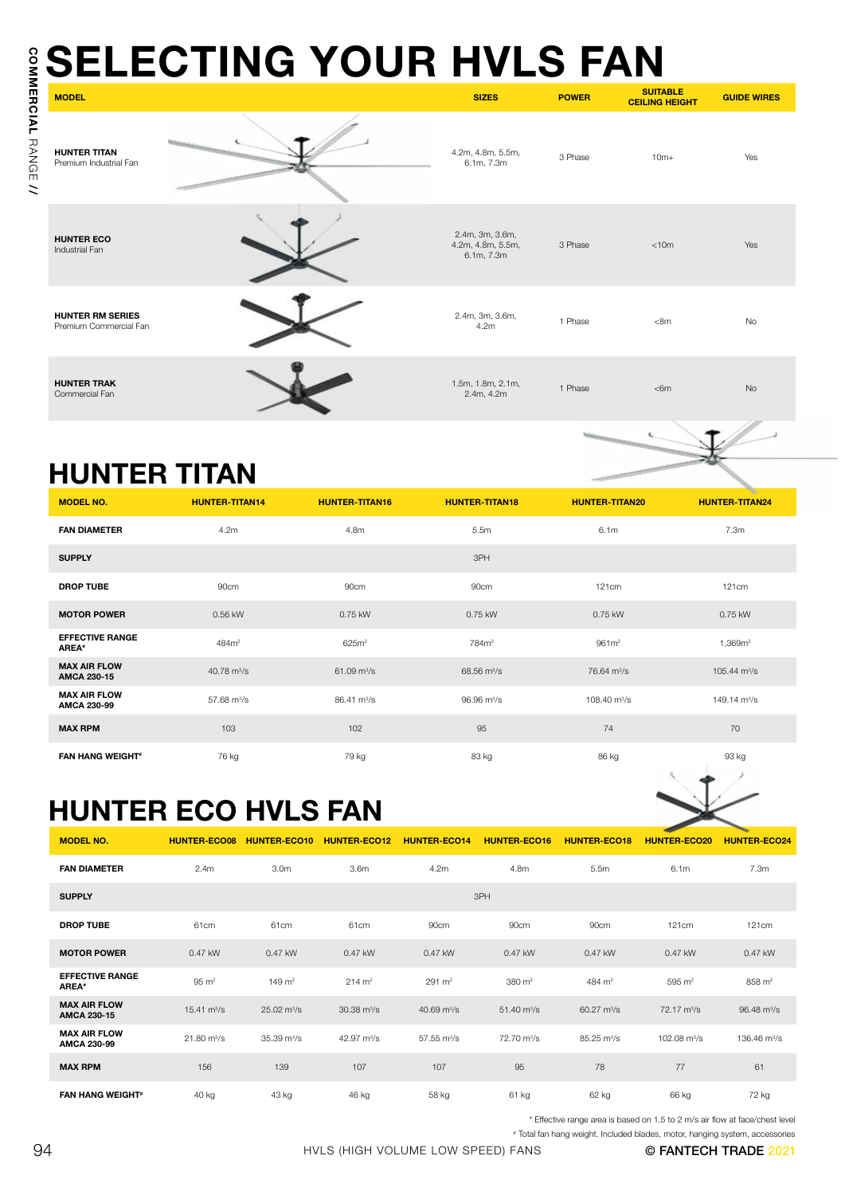# SELECTING YOUR HVLS FAN

| MODEL | SIZES | POWER | SUITABLE CEILING HEIGHT | GUIDE WIRES |
|---|---|---|---|---|
| **HUNTER TITAN** Premium Industrial Fan | 4.2m, 4.8m, 5.5m, 6.1m, 7.3m | 3 Phase | 10m+ | Yes |
| **HUNTER ECO** Industrial Fan | 2.4m, 3m, 3.6m, 4.2m, 4.8m, 5.5m, 6.1m, 7.3m | 3 Phase | <10m | Yes |
| **HUNTER RM SERIES** Premium Commercial Fan | 2.4m, 3m, 3.6m, 4.2m | 1 Phase | <8m | No |
| **HUNTER TRAK** Commercial Fan | 1.5m, 1.8m, 2.1m, 2.4m, 4.2m | 1 Phase | <6m | No |

## HUNTER TITAN

| MODEL NO. | HUNTER-TITAN14 | HUNTER-TITAN16 | HUNTER-TITAN18 | HUNTER-TITAN20 | HUNTER-TITAN24 |
|---|---|---|---|---|---|
| **FAN DIAMETER** | 4.2m | 4.8m | 5.5m | 6.1m | 7.3m |
| **SUPPLY** | 3PH | | | | |
| **DROP TUBE** | 90cm | 90cm | 90cm | 121cm | 121cm |
| **MOTOR POWER** | 0.56 kW | 0.75 kW | 0.75 kW | 0.75 kW | 0.75 kW |
| **EFFECTIVE RANGE AREA*** | 484m² | 625m² | 784m² | 961m² | 1,369m² |
| **MAX AIR FLOW AMCA 230-15** | 40.78 m³/s | 61.09 m³/s | 68.56 m³/s | 76.64 m³/s | 105.44 m³/s |
| **MAX AIR FLOW AMCA 230-99** | 57.68 m³/s | 86.41 m³/s | 96.96 m³/s | 108.40 m³/s | 149.14 m³/s |
| **MAX RPM** | 103 | 102 | 95 | 74 | 70 |
| **FAN HANG WEIGHT#** | 76 kg | 79 kg | 83 kg | 86 kg | 93 kg |

## HUNTER ECO HVLS FAN

| MODEL NO. | HUNTER-ECO08 | HUNTER-ECO10 | HUNTER-ECO12 | HUNTER-ECO14 | HUNTER-ECO16 | HUNTER-ECO18 | HUNTER-ECO20 | HUNTER-ECO24 |
|---|---|---|---|---|---|---|---|---|
| **FAN DIAMETER** | 2.4m | 3.0m | 3.6m | 4.2m | 4.8m | 5.5m | 6.1m | 7.3m |
| **SUPPLY** | 3PH | | | | | | | |
| **DROP TUBE** | 61cm | 61cm | 61cm | 90cm | 90cm | 90cm | 121cm | 121cm |
| **MOTOR POWER** | 0.47 kW | 0.47 kW | 0.47 kW | 0.47 kW | 0.47 kW | 0.47 kW | 0.47 kW | 0.47 kW |
| **EFFECTIVE RANGE AREA*** | 95 m² | 149 m² | 214 m² | 291 m² | 380 m² | 484 m² | 595 m² | 858 m² |
| **MAX AIR FLOW AMCA 230-15** | 15.41 m³/s | 25.02 m³/s | 30.38 m³/s | 40.69 m³/s | 51.40 m³/s | 60.27 m³/s | 72.17 m³/s | 96.48 m³/s |
| **MAX AIR FLOW AMCA 230-99** | 21.80 m³/s | 35.39 m³/s | 42.97 m³/s | 57.55 m³/s | 72.70 m³/s | 85.25 m³/s | 102.08 m³/s | 136.46 m³/s |
| **MAX RPM** | 156 | 139 | 107 | 107 | 95 | 78 | 77 | 61 |
| **FAN HANG WEIGHT#** | 40 kg | 43 kg | 46 kg | 58 kg | 61 kg | 62 kg | 66 kg | 72 kg |

* Effective range area is based on 1.5 to 2 m/s air flow at face/chest level

# Total fan hang weight. Included blades, motor, hanging system, accessories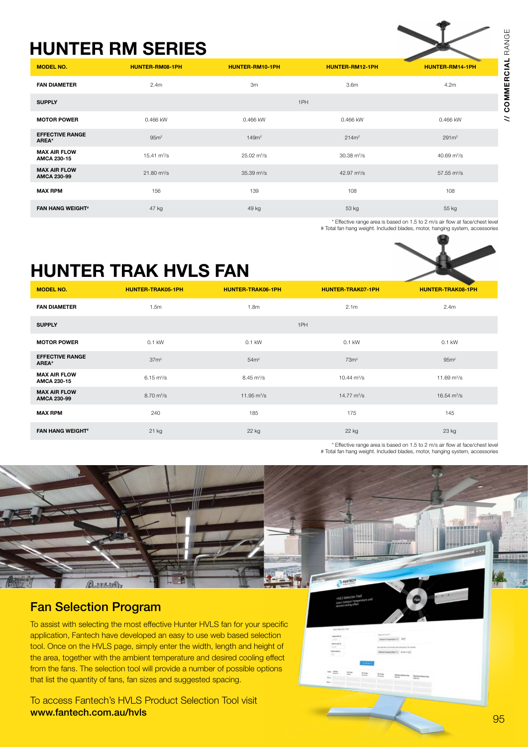# HUNTER RM SERIES

| MODEL NO. | HUNTER-RM08-1PH | HUNTER-RM10-1PH | HUNTER-RM12-1PH | HUNTER-RM14-1PH |
|---|---|---|---|---|
| FAN DIAMETER | 2.4m | 3m | 3.6m | 4.2m |
| SUPPLY | 1PH | | | |
| MOTOR POWER | 0.466 kW | 0.466 kW | 0.466 kW | 0.466 kW |
| EFFECTIVE RANGE AREA* | 95m$^2$ | 149m$^2$ | 214m$^2$ | 291m$^2$ |
| MAX AIR FLOW AMCA 230-15 | 15.41 m$^3$/s | 25.02 m$^3$/s | 30.38 m$^3$/s | 40.69 m$^3$/s |
| MAX AIR FLOW AMCA 230-99 | 21.80 m$^3$/s | 35.39 m$^3$/s | 42.97 m$^3$/s | 57.55 m$^3$/s |
| MAX RPM | 156 | 139 | 108 | 108 |
| FAN HANG WEIGHT# | 47 kg | 49 kg | 53 kg | 55 kg |

\* Effective range area is based on 1.5 to 2 m/s air flow at face/chest level
\# Total fan hang weight. Included blades, motor, hanging system, accessories

# HUNTER TRAK HVLS FAN

| MODEL NO. | HUNTER-TRAK05-1PH | HUNTER-TRAK06-1PH | HUNTER-TRAK07-1PH | HUNTER-TRAK08-1PH |
|---|---|---|---|---|
| FAN DIAMETER | 1.5m | 1.8m | 2.1m | 2.4m |
| SUPPLY | 1PH | | | |
| MOTOR POWER | 0.1 kW | 0.1 kW | 0.1 kW | 0.1 kW |
| EFFECTIVE RANGE AREA* | 37m$^2$ | 54m$^2$ | 73m$^2$ | 95m$^2$ |
| MAX AIR FLOW AMCA 230-15 | 6.15 m$^3$/s | 8.45 m$^3$/s | 10.44 m$^3$/s | 11.69 m$^3$/s |
| MAX AIR FLOW AMCA 230-99 | 8.70 m$^3$/s | 11.95 m$^3$/s | 14.77 m$^3$/s | 16.54 m$^3$/s |
| MAX RPM | 240 | 185 | 175 | 145 |
| FAN HANG WEIGHT# | 21 kg | 22 kg | 22 kg | 23 kg |

\* Effective range area is based on 1.5 to 2 m/s air flow at face/chest level
\# Total fan hang weight. Included blades, motor, hanging system, accessories

## Fan Selection Program

To assist with selecting the most effective Hunter HVLS fan for your specific application, Fantech have developed an easy to use web based selection tool. Once on the HVLS page, simply enter the width, length and height of the area, together with the ambient temperature and desired cooling effect from the fans. The selection tool will provide a number of possible options that list the quantity of fans, fan sizes and suggested spacing.

To access Fantech's HVLS Product Selection Tool visit **www.fantech.com.au/hvls**